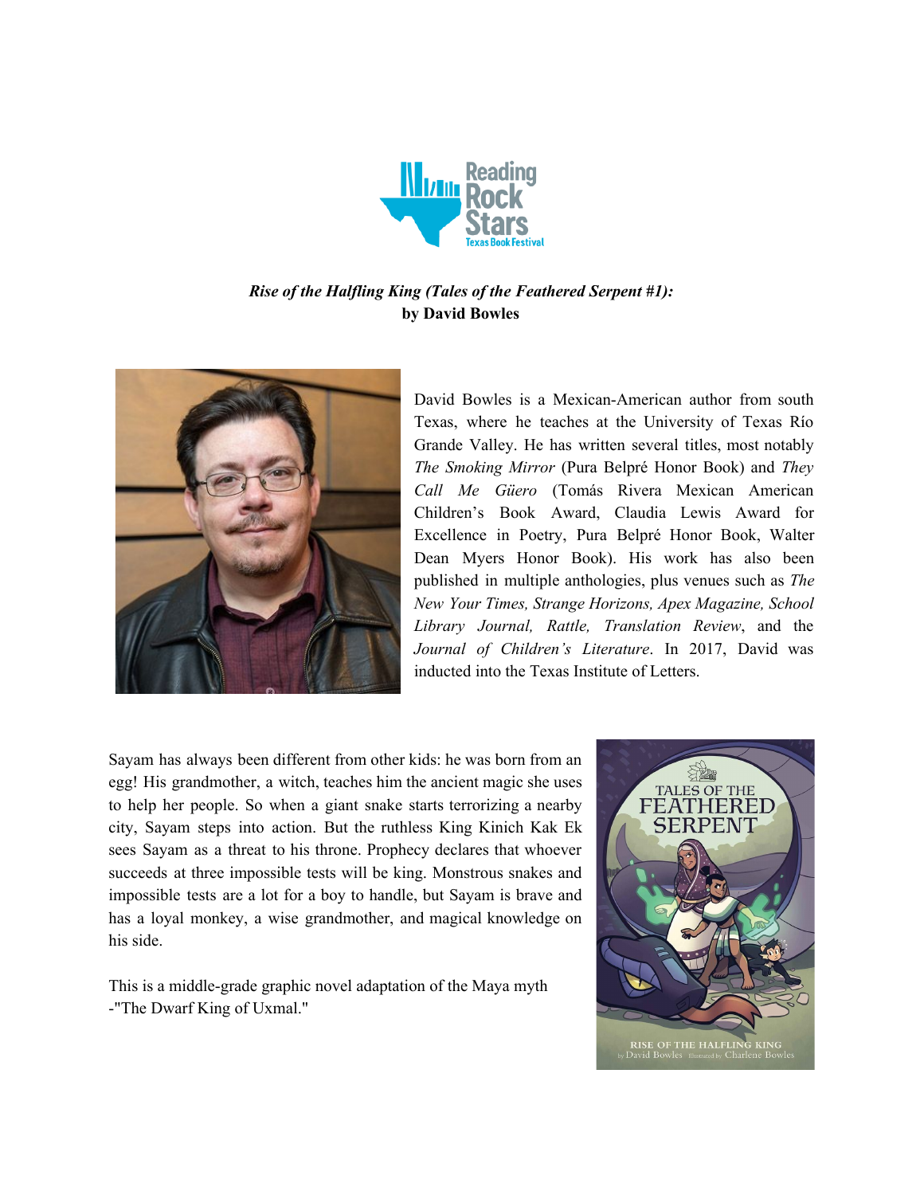Reading Rock Stars
Texas Book Festival

***Rise of the Halfling King (Tales of the Feathered Serpent #1):***
**by David Bowles**

David Bowles is a Mexican-American author from south Texas, where he teaches at the University of Texas Río Grande Valley. He has written several titles, most notably *The Smoking Mirror* (Pura Belpré Honor Book) and *They Call Me Güero* (Tomás Rivera Mexican American Children's Book Award, Claudia Lewis Award for Excellence in Poetry, Pura Belpré Honor Book, Walter Dean Myers Honor Book). His work has also been published in multiple anthologies, plus venues such as *The New Your Times, Strange Horizons, Apex Magazine, School Library Journal, Rattle, Translation Review*, and the *Journal of Children's Literature*. In 2017, David was inducted into the Texas Institute of Letters.

Sayam has always been different from other kids: he was born from an egg! His grandmother, a witch, teaches him the ancient magic she uses to help her people. So when a giant snake starts terrorizing a nearby city, Sayam steps into action. But the ruthless King Kinich Kak Ek sees Sayam as a threat to his throne. Prophecy declares that whoever succeeds at three impossible tests will be king. Monstrous snakes and impossible tests are a lot for a boy to handle, but Sayam is brave and has a loyal monkey, a wise grandmother, and magical knowledge on his side.

This is a middle-grade graphic novel adaptation of the Maya myth -"The Dwarf King of Uxmal."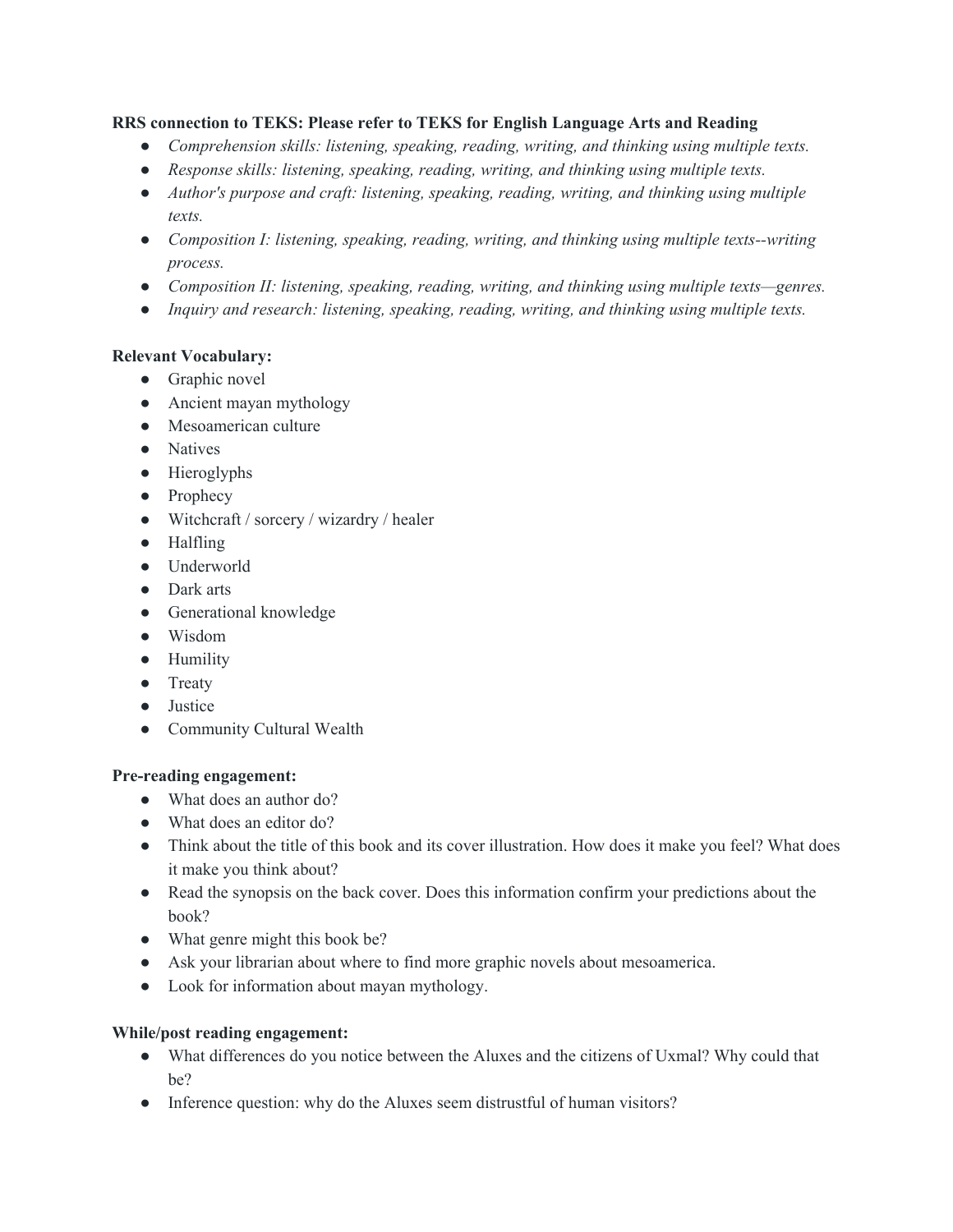**RRS connection to TEKS: Please refer to TEKS for English Language Arts and Reading**

- *Comprehension skills: listening, speaking, reading, writing, and thinking using multiple texts.*
- *Response skills: listening, speaking, reading, writing, and thinking using multiple texts.*
- *Author's purpose and craft: listening, speaking, reading, writing, and thinking using multiple texts.*
- *Composition I: listening, speaking, reading, writing, and thinking using multiple texts--writing process.*
- *Composition II: listening, speaking, reading, writing, and thinking using multiple texts—genres.*
- *Inquiry and research: listening, speaking, reading, writing, and thinking using multiple texts.*

**Relevant Vocabulary:**

- Graphic novel
- Ancient mayan mythology
- Mesoamerican culture
- Natives
- Hieroglyphs
- Prophecy
- Witchcraft / sorcery / wizardry / healer
- Halfling
- Underworld
- Dark arts
- Generational knowledge
- Wisdom
- Humility
- Treaty
- Justice
- Community Cultural Wealth

**Pre-reading engagement:**

- What does an author do?
- What does an editor do?
- Think about the title of this book and its cover illustration. How does it make you feel? What does it make you think about?
- Read the synopsis on the back cover. Does this information confirm your predictions about the book?
- What genre might this book be?
- Ask your librarian about where to find more graphic novels about mesoamerica.
- Look for information about mayan mythology.

**While/post reading engagement:**

- What differences do you notice between the Aluxes and the citizens of Uxmal? Why could that be?
- Inference question: why do the Aluxes seem distrustful of human visitors?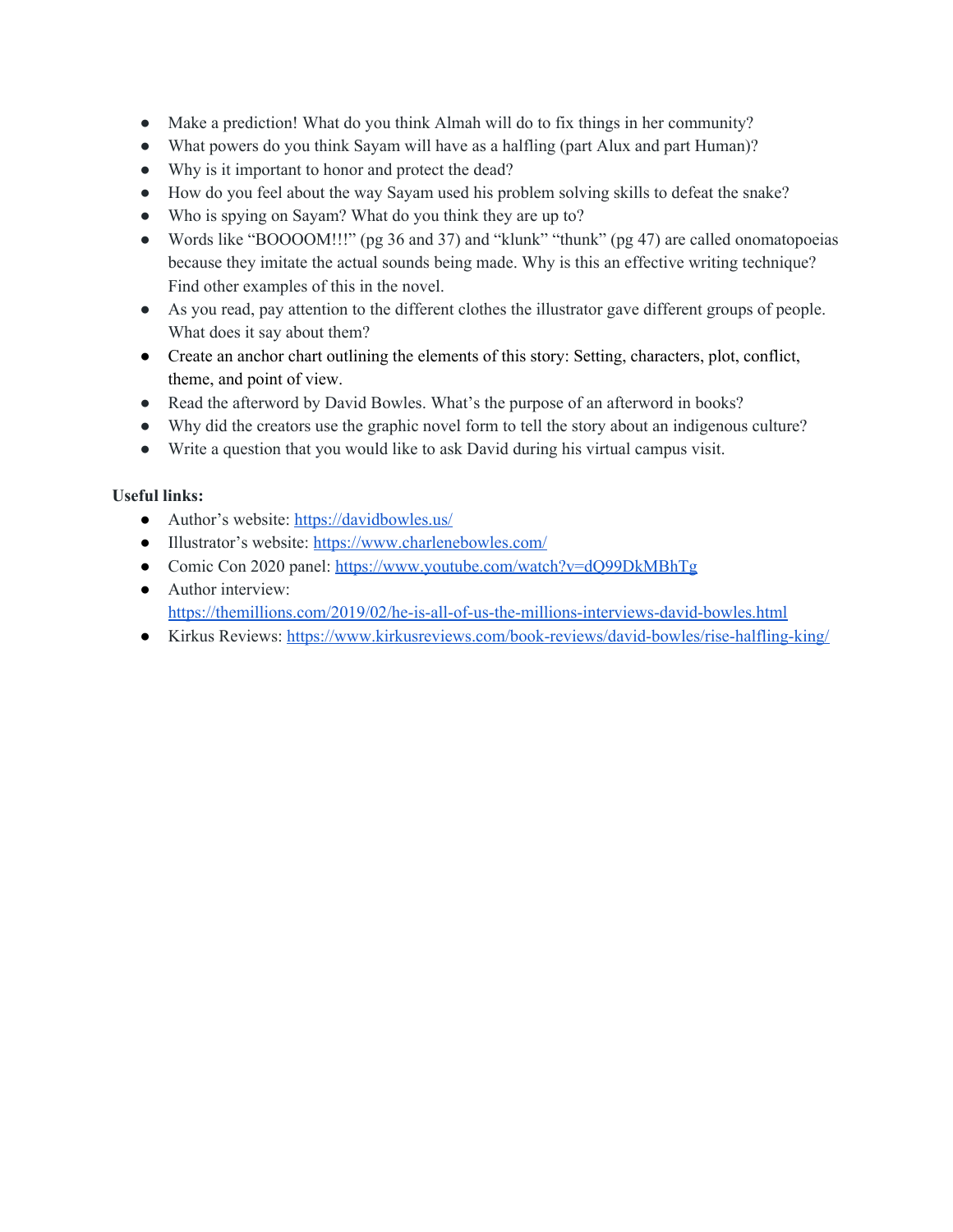- Make a prediction! What do you think Almah will do to fix things in her community?
- What powers do you think Sayam will have as a halfling (part Alux and part Human)?
- Why is it important to honor and protect the dead?
- How do you feel about the way Sayam used his problem solving skills to defeat the snake?
- Who is spying on Sayam? What do you think they are up to?
- Words like "BOOOOM!!!" (pg 36 and 37) and "klunk" "thunk" (pg 47) are called onomatopoeias because they imitate the actual sounds being made. Why is this an effective writing technique? Find other examples of this in the novel.
- As you read, pay attention to the different clothes the illustrator gave different groups of people. What does it say about them?
- Create an anchor chart outlining the elements of this story: Setting, characters, plot, conflict, theme, and point of view.
- Read the afterword by David Bowles. What's the purpose of an afterword in books?
- Why did the creators use the graphic novel form to tell the story about an indigenous culture?
- Write a question that you would like to ask David during his virtual campus visit.

**Useful links:**

- Author's website: https://davidbowles.us/
- Illustrator's website: https://www.charlenebowles.com/
- Comic Con 2020 panel: https://www.youtube.com/watch?v=dQ99DkMBhTg
- Author interview: https://themillions.com/2019/02/he-is-all-of-us-the-millions-interviews-david-bowles.html
- Kirkus Reviews: https://www.kirkusreviews.com/book-reviews/david-bowles/rise-halfling-king/